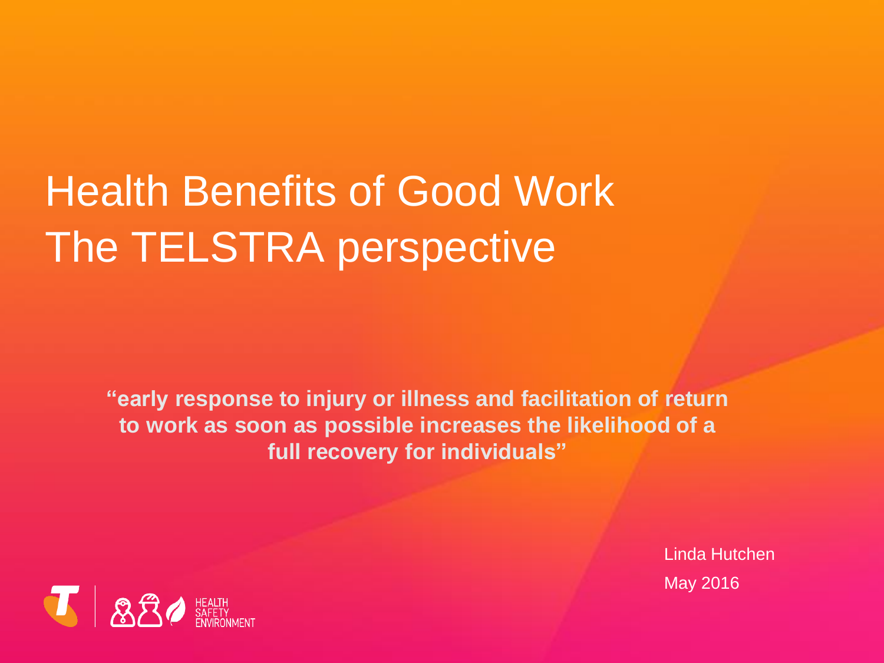# Health Benefits of Good Work
# The TELSTRA perspective

**"early response to injury or illness and facilitation of return to work as soon as possible increases the likelihood of a full recovery for individuals"**

Linda Hutchen

May 2016

HEALTH SAFETY ENVIRONMENT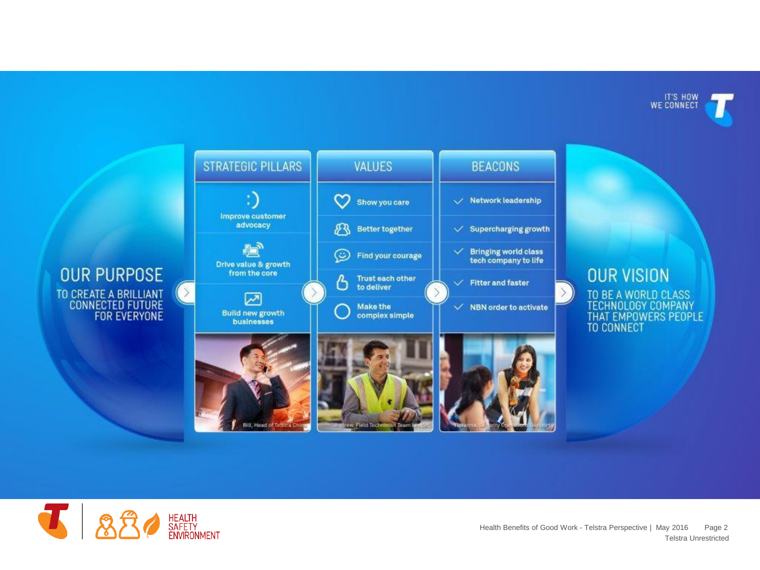IT'S HOW WE CONNECT

## OUR PURPOSE

TO CREATE A BRILLIANT CONNECTED FUTURE FOR EVERYONE

## STRATEGIC PILLARS

- Improve customer advocacy
- Drive value & growth from the core
- Build new growth businesses

## VALUES

- Show you care
- Better together
- Find your courage
- Trust each other to deliver
- Make the complex simple

## BEACONS

- Network leadership
- Supercharging growth
- Bringing world class tech company to life
- Fitter and faster
- NBN order to activate

Bill, Head of Telstra China

Andrew, Field Technician Team leader

Roxanna, Security Operations Support

## OUR VISION

TO BE A WORLD CLASS TECHNOLOGY COMPANY THAT EMPOWERS PEOPLE TO CONNECT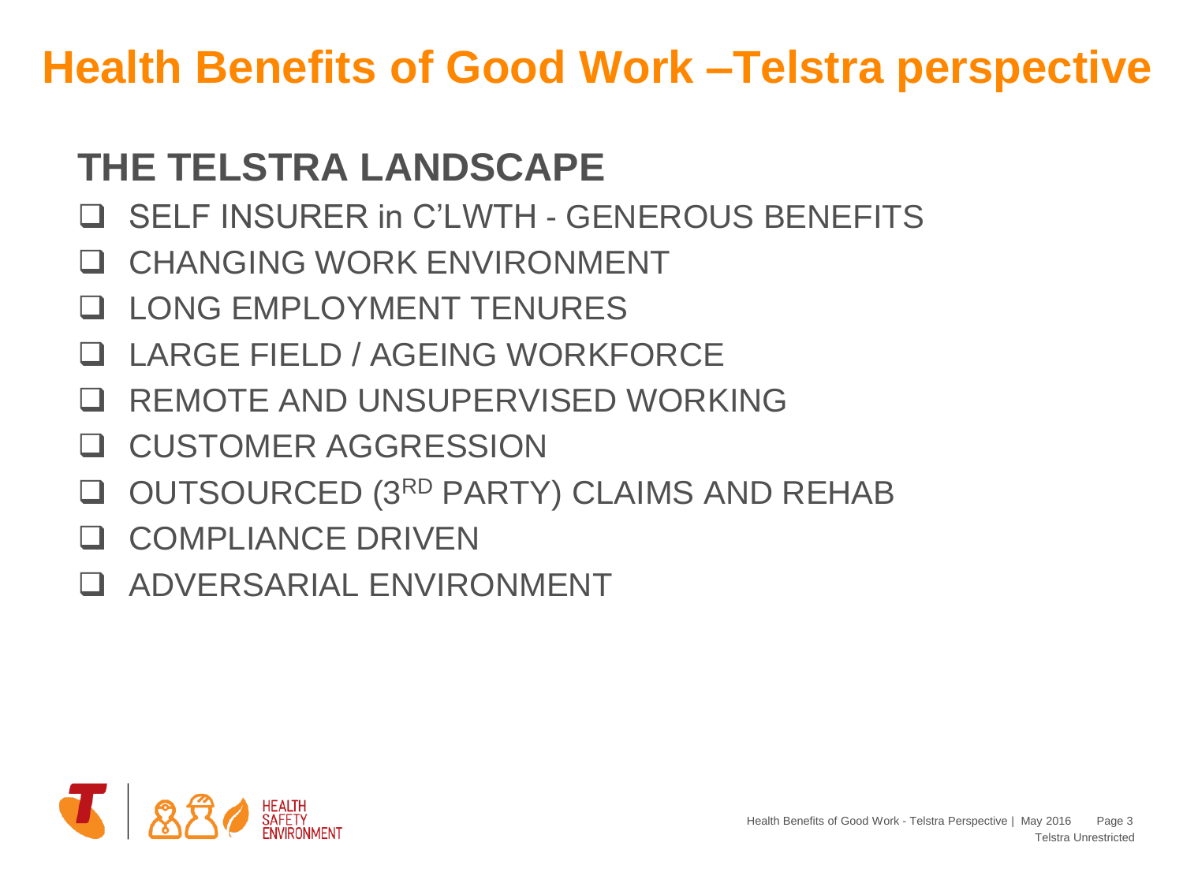# Health Benefits of Good Work –Telstra perspective

## THE TELSTRA LANDSCAPE

- SELF INSURER in C'LWTH - GENEROUS BENEFITS
- CHANGING WORK ENVIRONMENT
- LONG EMPLOYMENT TENURES
- LARGE FIELD / AGEING WORKFORCE
- REMOTE AND UNSUPERVISED WORKING
- CUSTOMER AGGRESSION
- OUTSOURCED (3RD PARTY) CLAIMS AND REHAB
- COMPLIANCE DRIVEN
- ADVERSARIAL ENVIRONMENT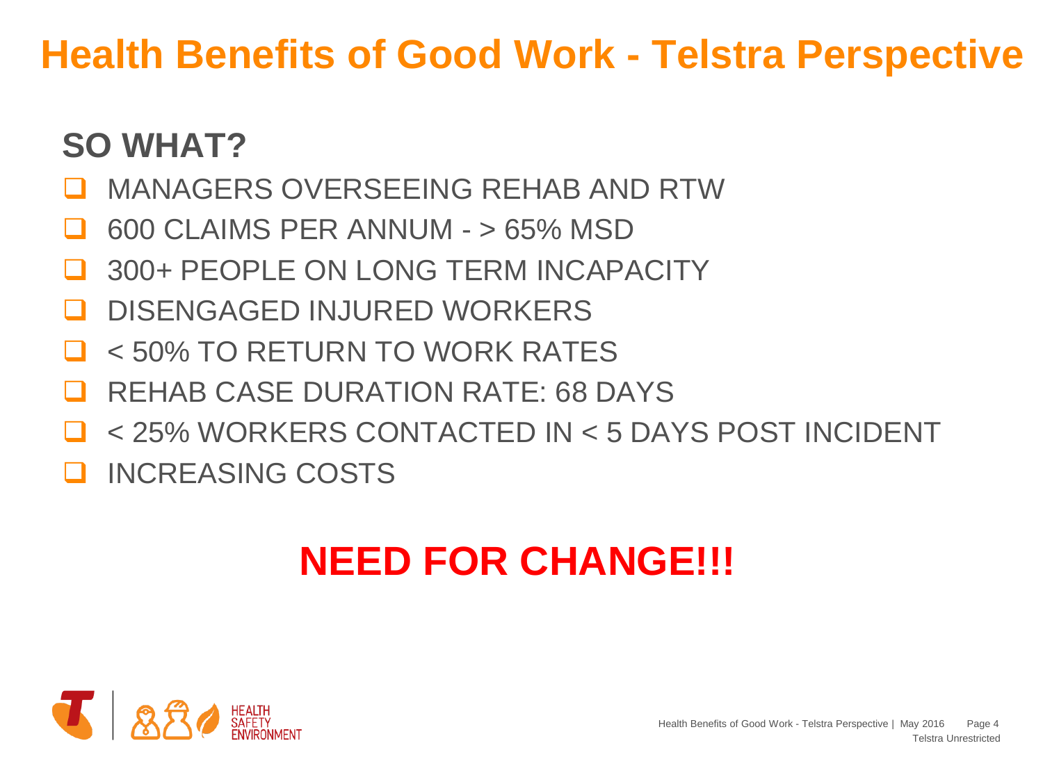# Health Benefits of Good Work - Telstra Perspective

## SO WHAT?

- MANAGERS OVERSEEING REHAB AND RTW
- 600 CLAIMS PER ANNUM - > 65% MSD
- 300+ PEOPLE ON LONG TERM INCAPACITY
- DISENGAGED INJURED WORKERS
- < 50% TO RETURN TO WORK RATES
- REHAB CASE DURATION RATE: 68 DAYS
- < 25% WORKERS CONTACTED IN < 5 DAYS POST INCIDENT
- INCREASING COSTS

**NEED FOR CHANGE!!!**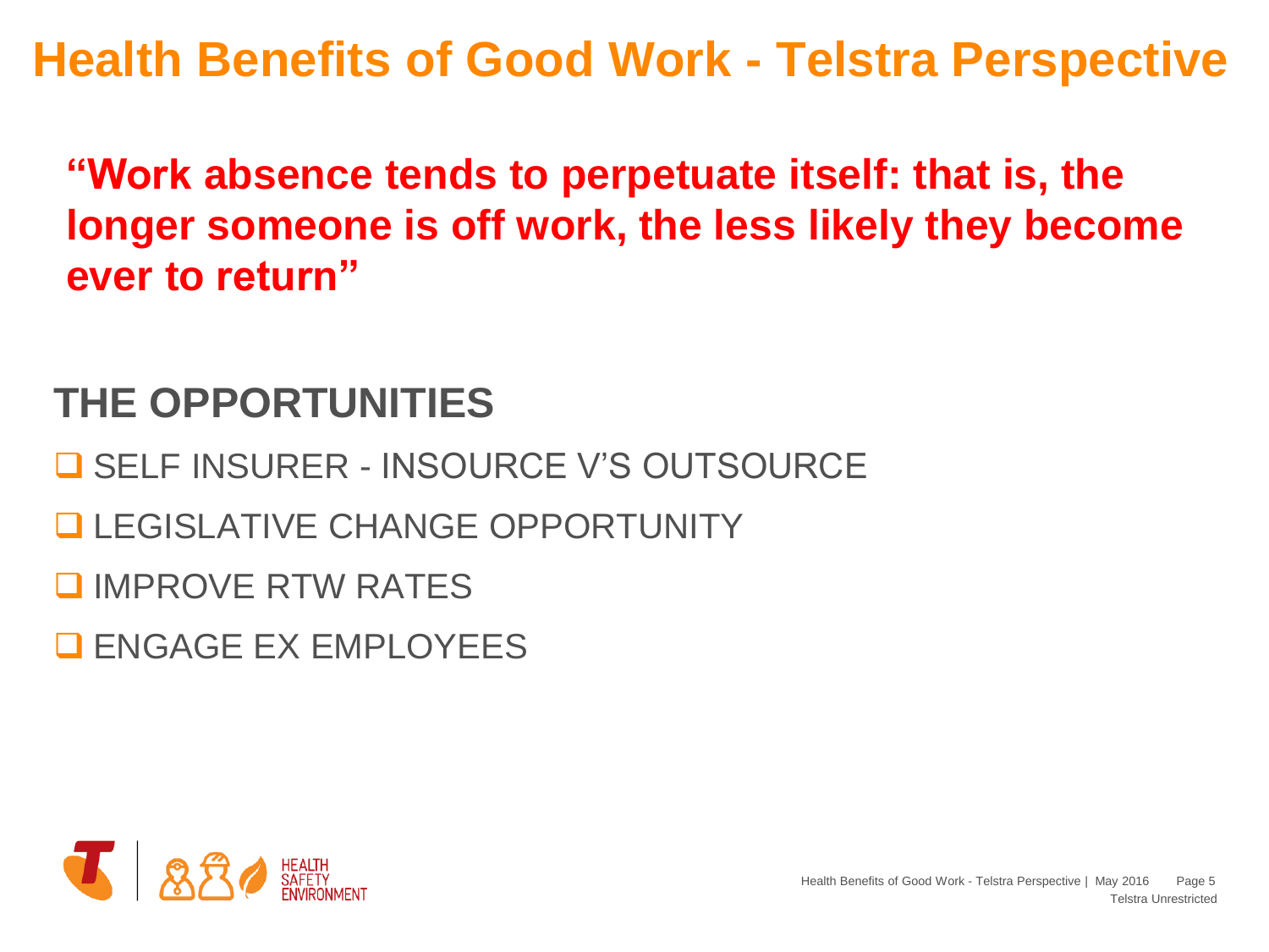# Health Benefits of Good Work - Telstra Perspective

**"Work absence tends to perpetuate itself: that is, the longer someone is off work, the less likely they become ever to return"**

## THE OPPORTUNITIES

- SELF INSURER - INSOURCE V'S OUTSOURCE
- LEGISLATIVE CHANGE OPPORTUNITY
- IMPROVE RTW RATES
- ENGAGE EX EMPLOYEES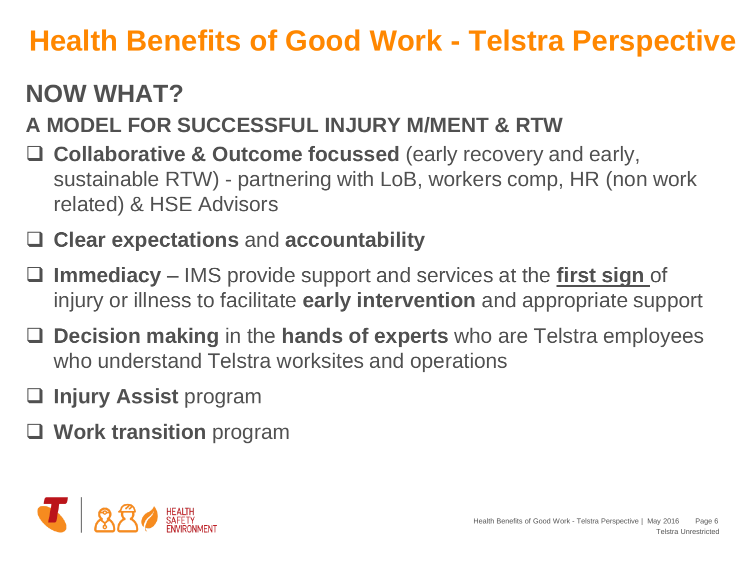# Health Benefits of Good Work - Telstra Perspective

## NOW WHAT?

### A MODEL FOR SUCCESSFUL INJURY M/MENT & RTW

- **Collaborative & Outcome focussed** (early recovery and early, sustainable RTW) - partnering with LoB, workers comp, HR (non work related) & HSE Advisors
- **Clear expectations** and **accountability**
- **Immediacy** – IMS provide support and services at the **first sign** of injury or illness to facilitate **early intervention** and appropriate support
- **Decision making** in the **hands of experts** who are Telstra employees who understand Telstra worksites and operations
- **Injury Assist** program
- **Work transition** program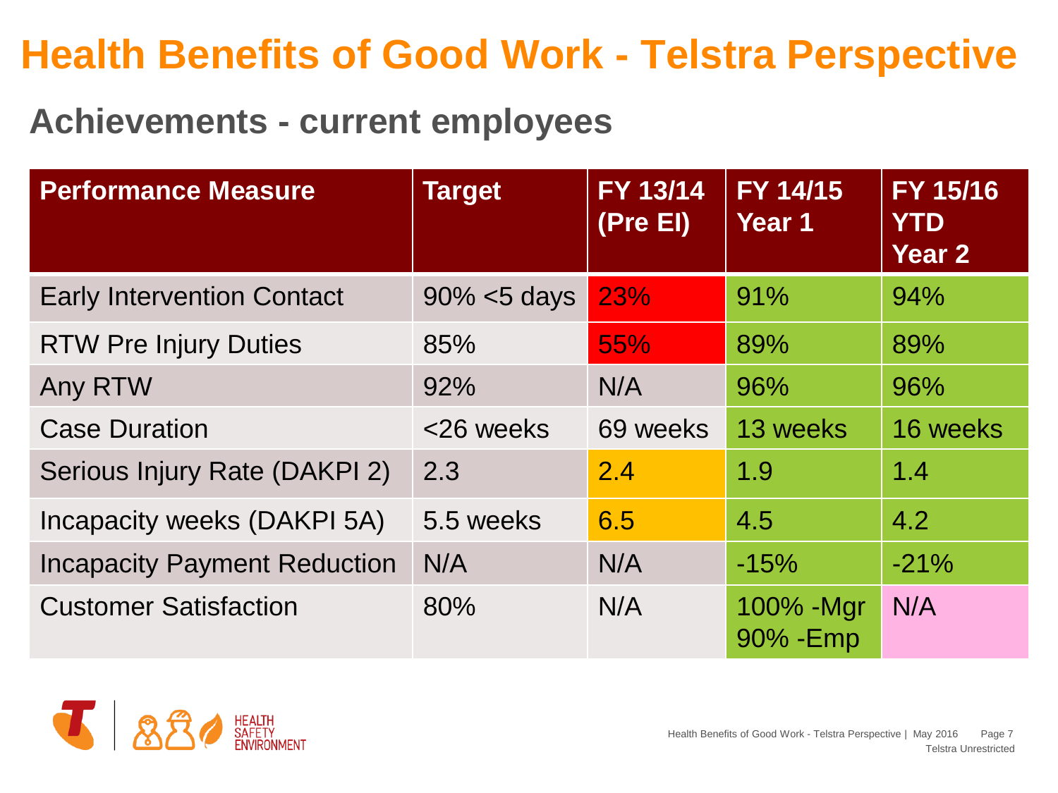# Health Benefits of Good Work - Telstra Perspective

## Achievements - current employees

| Performance Measure | Target | FY 13/14 (Pre EI) | FY 14/15 Year 1 | FY 15/16 YTD Year 2 |
|---|---|---|---|---|
| Early Intervention Contact | 90% <5 days | 23% | 91% | 94% |
| RTW Pre Injury Duties | 85% | 55% | 89% | 89% |
| Any RTW | 92% | N/A | 96% | 96% |
| Case Duration | <26 weeks | 69 weeks | 13 weeks | 16 weeks |
| Serious Injury Rate (DAKPI 2) | 2.3 | 2.4 | 1.9 | 1.4 |
| Incapacity weeks (DAKPI 5A) | 5.5 weeks | 6.5 | 4.5 | 4.2 |
| Incapacity Payment Reduction | N/A | N/A | -15% | -21% |
| Customer Satisfaction | 80% | N/A | 100% -Mgr 90% -Emp | N/A |

HEALTH SAFETY ENVIRONMENT

Telstra Unrestricted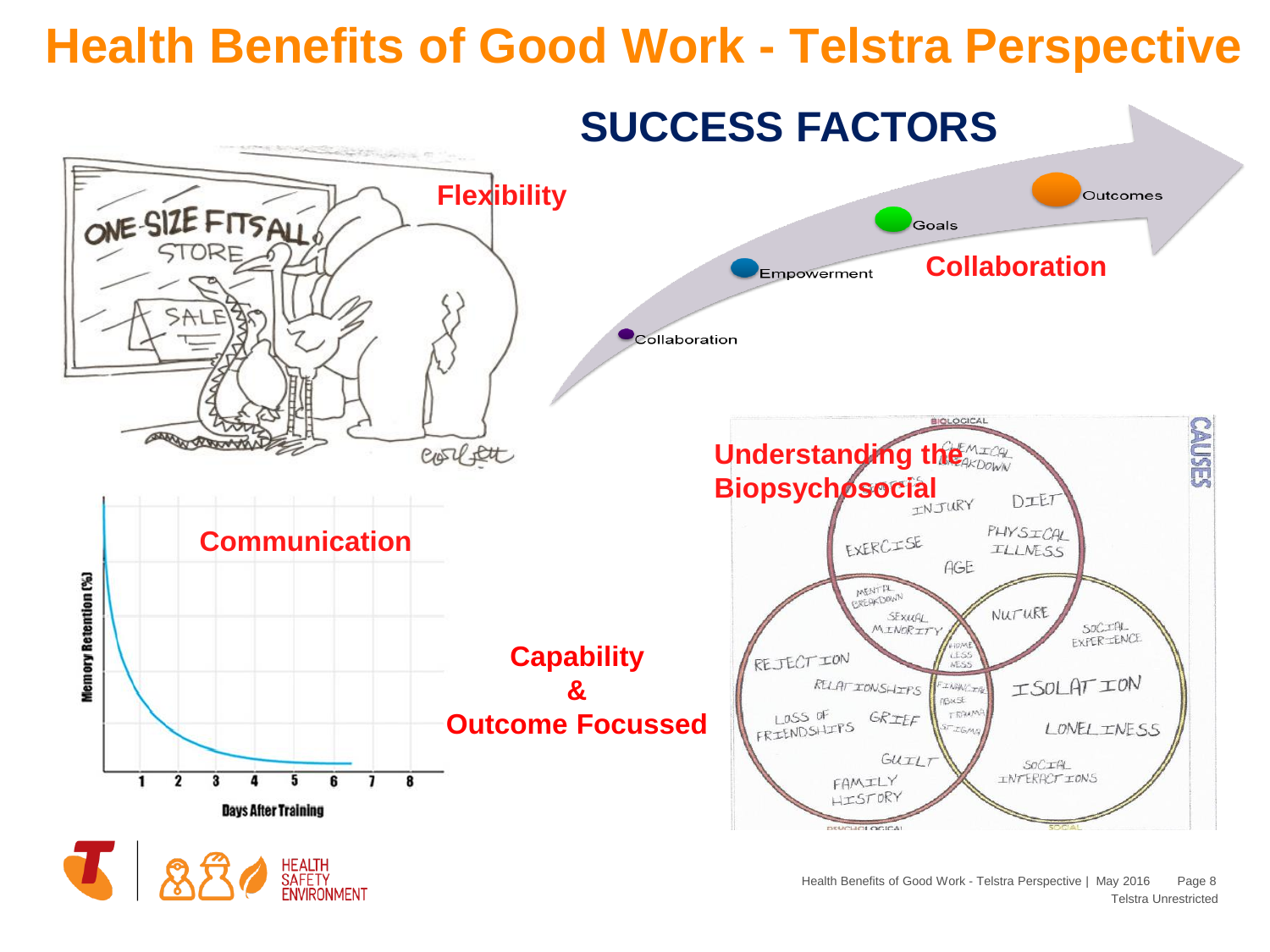# Health Benefits of Good Work - Telstra Perspective

## SUCCESS FACTORS

Collaboration → Empowerment → Goals → Outcomes

**Flexibility**

**Collaboration**

**Communication**

**Understanding the Biopsychosocial**

**Capability & Outcome Focussed**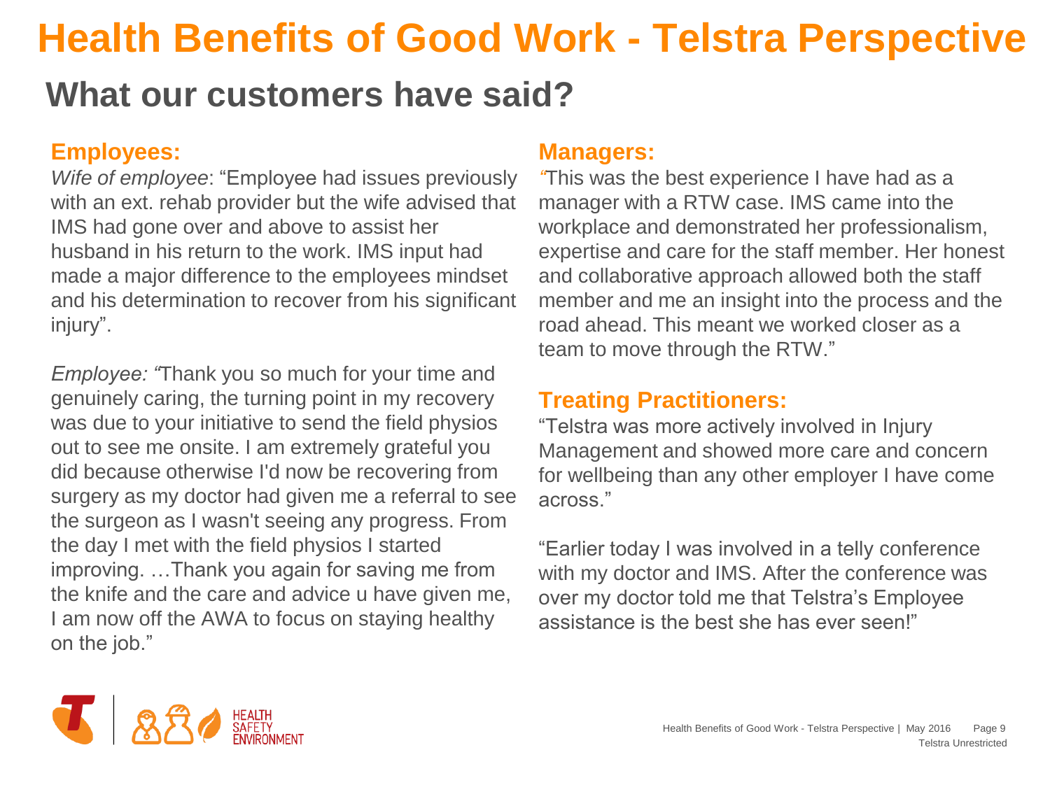# Health Benefits of Good Work - Telstra Perspective

## What our customers have said?

### Employees:

*Wife of employee*: "Employee had issues previously with an ext. rehab provider but the wife advised that IMS had gone over and above to assist her husband in his return to the work. IMS input had made a major difference to the employees mindset and his determination to recover from his significant injury".

*Employee: "*Thank you so much for your time and genuinely caring, the turning point in my recovery was due to your initiative to send the field physios out to see me onsite. I am extremely grateful you did because otherwise I'd now be recovering from surgery as my doctor had given me a referral to see the surgeon as I wasn't seeing any progress. From the day I met with the field physios I started improving. …Thank you again for saving me from the knife and the care and advice u have given me, I am now off the AWA to focus on staying healthy on the job."

### Managers:

"This was the best experience I have had as a manager with a RTW case. IMS came into the workplace and demonstrated her professionalism, expertise and care for the staff member. Her honest and collaborative approach allowed both the staff member and me an insight into the process and the road ahead. This meant we worked closer as a team to move through the RTW."

### Treating Practitioners:

"Telstra was more actively involved in Injury Management and showed more care and concern for wellbeing than any other employer I have come across."

"Earlier today I was involved in a telly conference with my doctor and IMS. After the conference was over my doctor told me that Telstra's Employee assistance is the best she has ever seen!"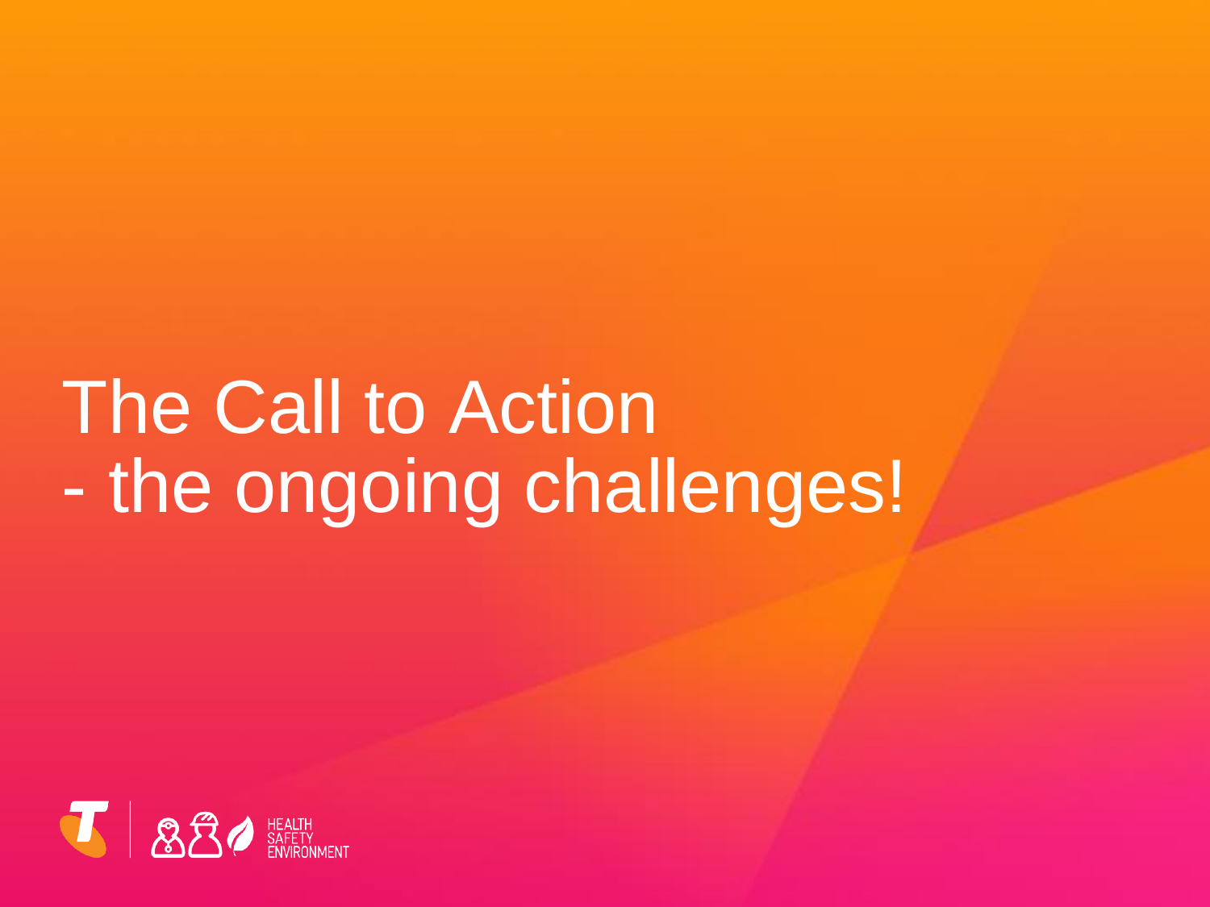# The Call to Action
# - the ongoing challenges!

HEALTH
SAFETY
ENVIRONMENT